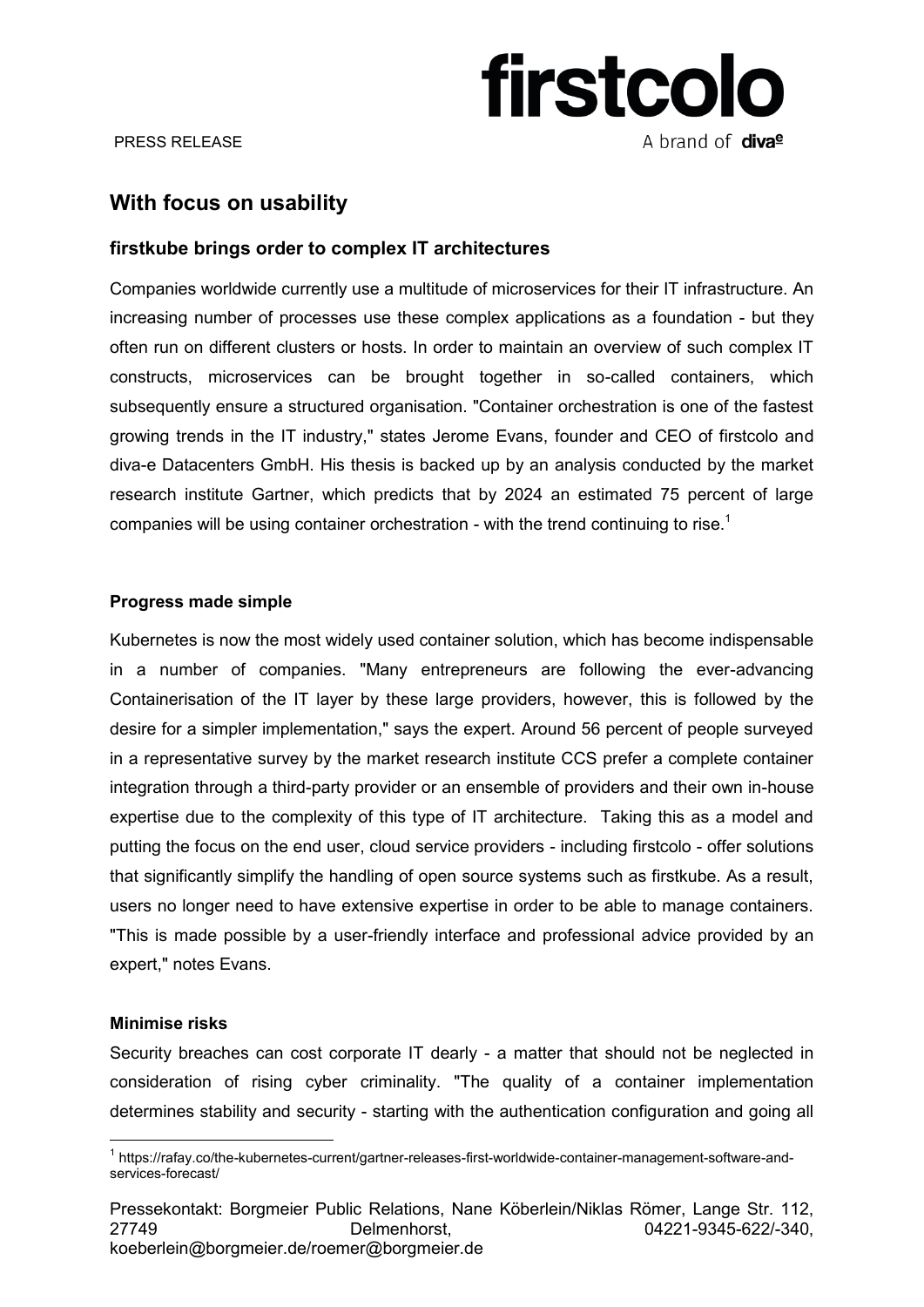PRESS RELEASE

firstcolo
A brand of diva-e

# With focus on usability

## firstkube brings order to complex IT architectures

Companies worldwide currently use a multitude of microservices for their IT infrastructure. An increasing number of processes use these complex applications as a foundation - but they often run on different clusters or hosts. In order to maintain an overview of such complex IT constructs, microservices can be brought together in so-called containers, which subsequently ensure a structured organisation. "Container orchestration is one of the fastest growing trends in the IT industry," states Jerome Evans, founder and CEO of firstcolo and diva-e Datacenters GmbH. His thesis is backed up by an analysis conducted by the market research institute Gartner, which predicts that by 2024 an estimated 75 percent of large companies will be using container orchestration - with the trend continuing to rise.[1]

### Progress made simple

Kubernetes is now the most widely used container solution, which has become indispensable in a number of companies. "Many entrepreneurs are following the ever-advancing Containerisation of the IT layer by these large providers, however, this is followed by the desire for a simpler implementation," says the expert. Around 56 percent of people surveyed in a representative survey by the market research institute CCS prefer a complete container integration through a third-party provider or an ensemble of providers and their own in-house expertise due to the complexity of this type of IT architecture. Taking this as a model and putting the focus on the end user, cloud service providers - including firstcolo - offer solutions that significantly simplify the handling of open source systems such as firstkube. As a result, users no longer need to have extensive expertise in order to be able to manage containers. "This is made possible by a user-friendly interface and professional advice provided by an expert," notes Evans.

### Minimise risks

Security breaches can cost corporate IT dearly - a matter that should not be neglected in consideration of rising cyber criminality. "The quality of a container implementation determines stability and security - starting with the authentication configuration and going all

[1] https://rafay.co/the-kubernetes-current/gartner-releases-first-worldwide-container-management-software-and-services-forecast/

Pressekontakt: Borgmeier Public Relations, Nane Köberlein/Niklas Römer, Lange Str. 112, 27749 Delmenhorst, 04221-9345-622/-340, koeberlein@borgmeier.de/roemer@borgmeier.de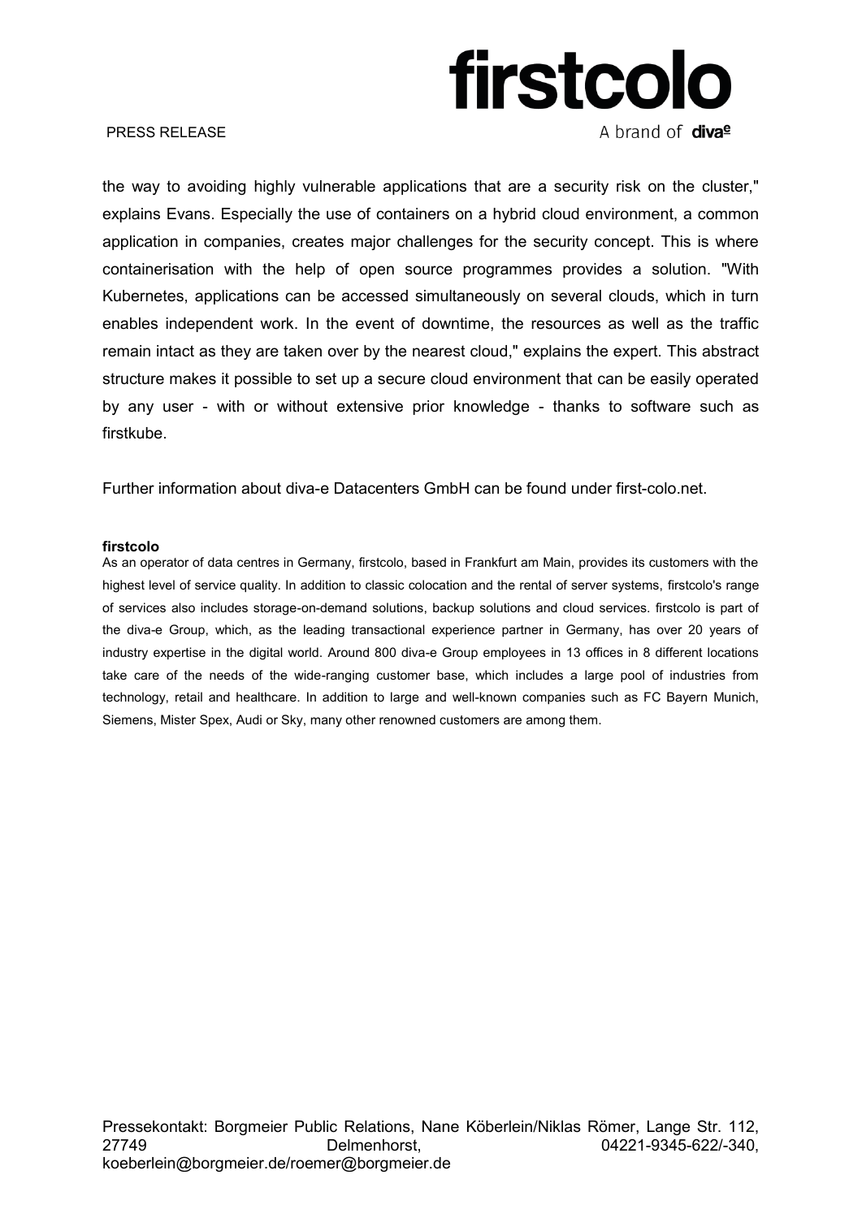the way to avoiding highly vulnerable applications that are a security risk on the cluster," explains Evans. Especially the use of containers on a hybrid cloud environment, a common application in companies, creates major challenges for the security concept. This is where containerisation with the help of open source programmes provides a solution. "With Kubernetes, applications can be accessed simultaneously on several clouds, which in turn enables independent work. In the event of downtime, the resources as well as the traffic remain intact as they are taken over by the nearest cloud," explains the expert. This abstract structure makes it possible to set up a secure cloud environment that can be easily operated by any user - with or without extensive prior knowledge - thanks to software such as firstkube.

Further information about diva-e Datacenters GmbH can be found under first-colo.net.

**firstcolo**

As an operator of data centres in Germany, firstcolo, based in Frankfurt am Main, provides its customers with the highest level of service quality. In addition to classic colocation and the rental of server systems, firstcolo's range of services also includes storage-on-demand solutions, backup solutions and cloud services. firstcolo is part of the diva-e Group, which, as the leading transactional experience partner in Germany, has over 20 years of industry expertise in the digital world. Around 800 diva-e Group employees in 13 offices in 8 different locations take care of the needs of the wide-ranging customer base, which includes a large pool of industries from technology, retail and healthcare. In addition to large and well-known companies such as FC Bayern Munich, Siemens, Mister Spex, Audi or Sky, many other renowned customers are among them.

Pressekontakt: Borgmeier Public Relations, Nane Köberlein/Niklas Römer, Lange Str. 112, 27749 Delmenhorst, 04221-9345-622/-340, koeberlein@borgmeier.de/roemer@borgmeier.de